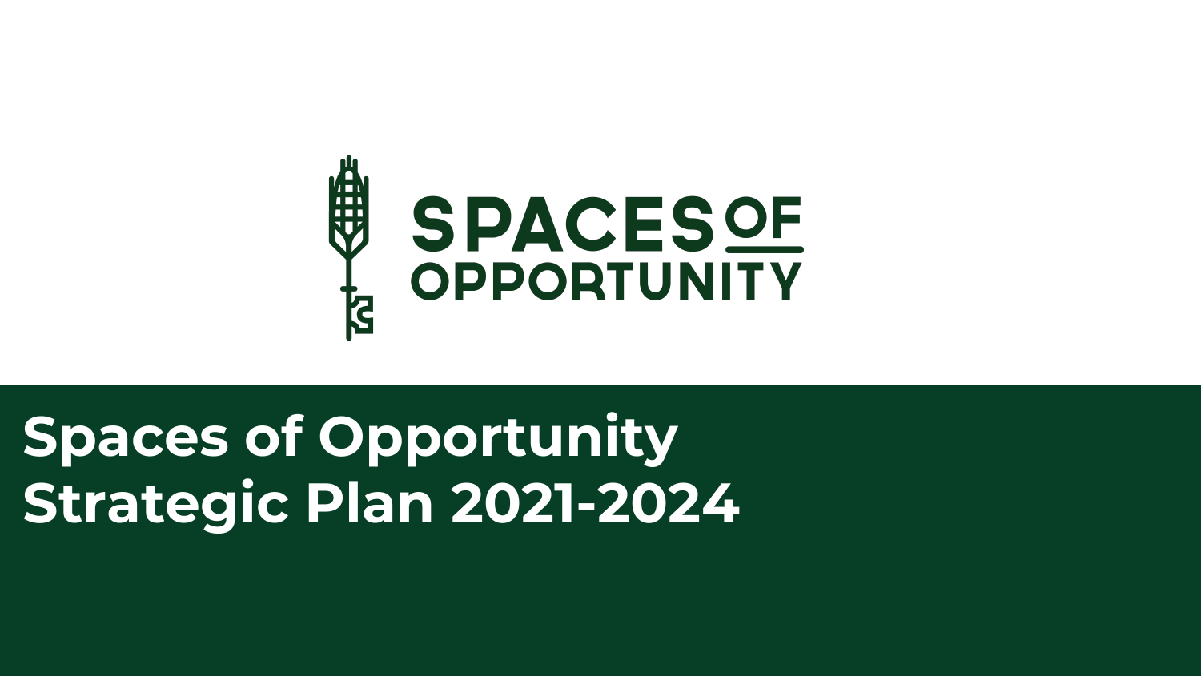SPACES OF OPPORTUNITY

# Spaces of Opportunity Strategic Plan 2021-2024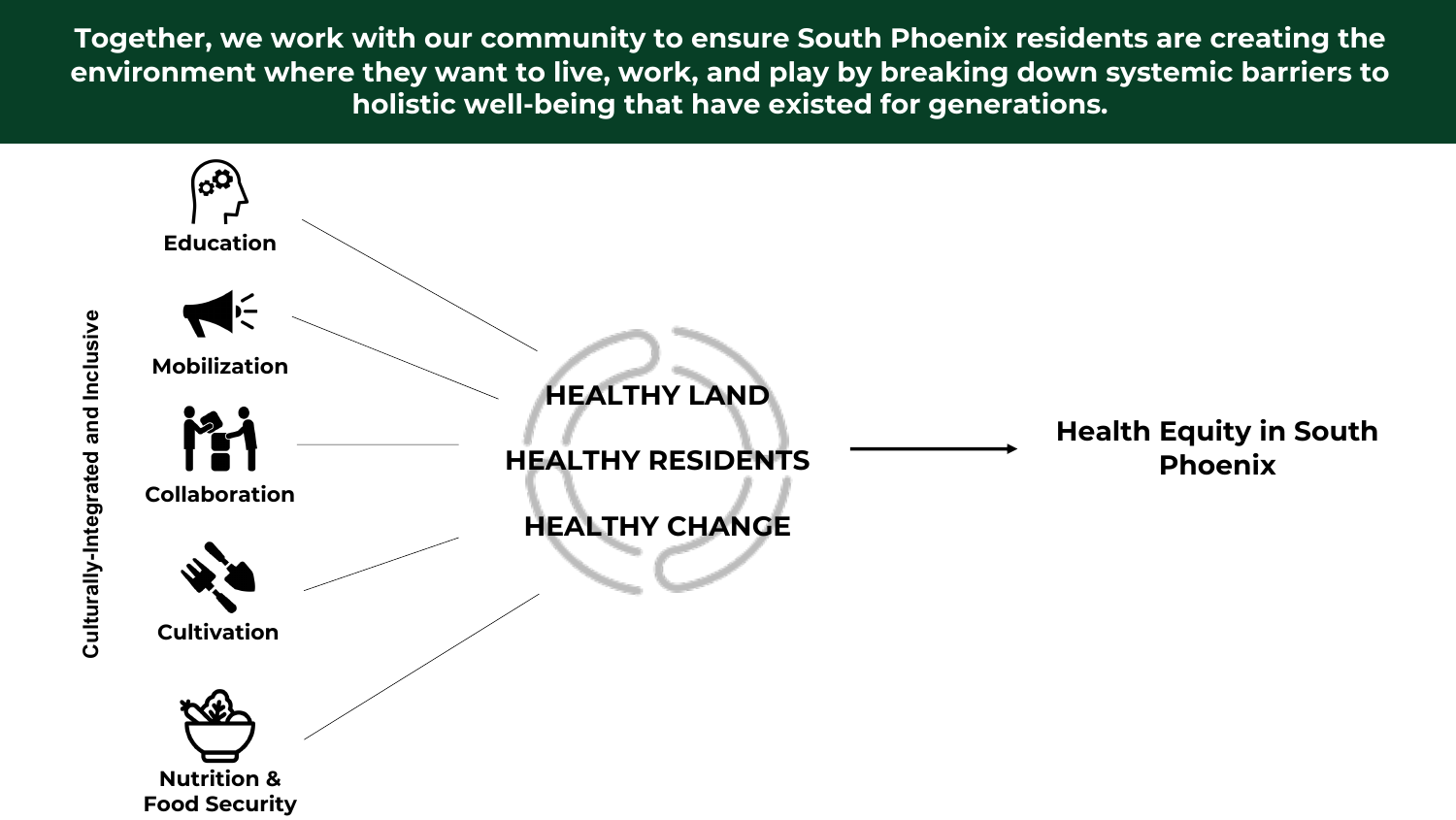**Together, we work with our community to ensure South Phoenix residents are creating the environment where they want to live, work, and play by breaking down systemic barriers to holistic well-being that have existed for generations.**

Culturally-Integrated and Inclusive

- Education
- Mobilization
- Collaboration
- Cultivation
- Nutrition & Food Security

HEALTHY LAND

HEALTHY RESIDENTS

HEALTHY CHANGE

→ Health Equity in South Phoenix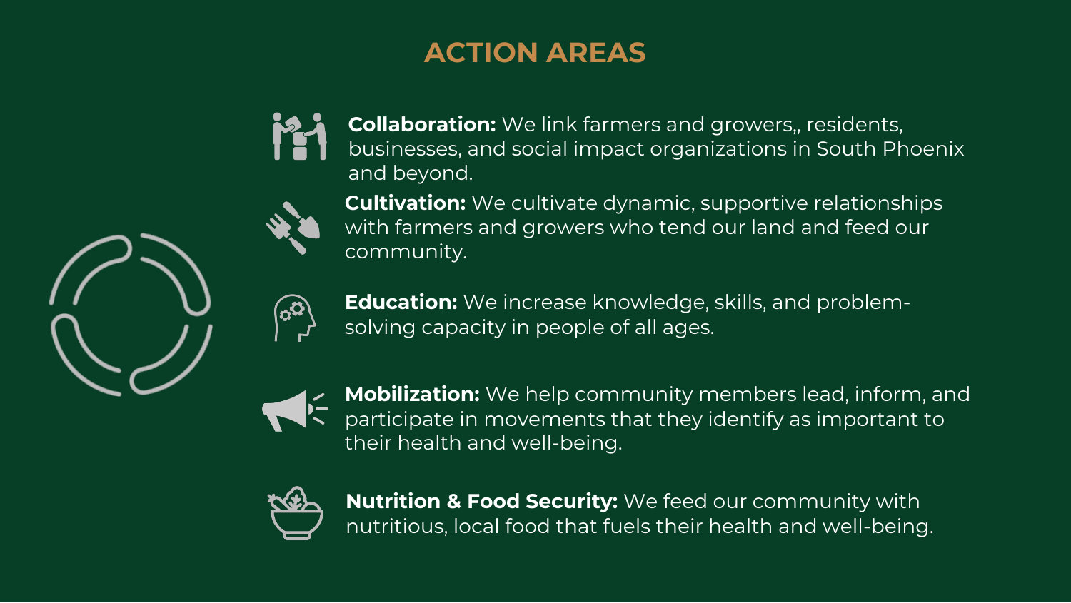# ACTION AREAS

**Collaboration:** We link farmers and growers,, residents, businesses, and social impact organizations in South Phoenix and beyond.

**Cultivation:** We cultivate dynamic, supportive relationships with farmers and growers who tend our land and feed our community.

**Education:** We increase knowledge, skills, and problem-solving capacity in people of all ages.

**Mobilization:** We help community members lead, inform, and participate in movements that they identify as important to their health and well-being.

**Nutrition & Food Security:** We feed our community with nutritious, local food that fuels their health and well-being.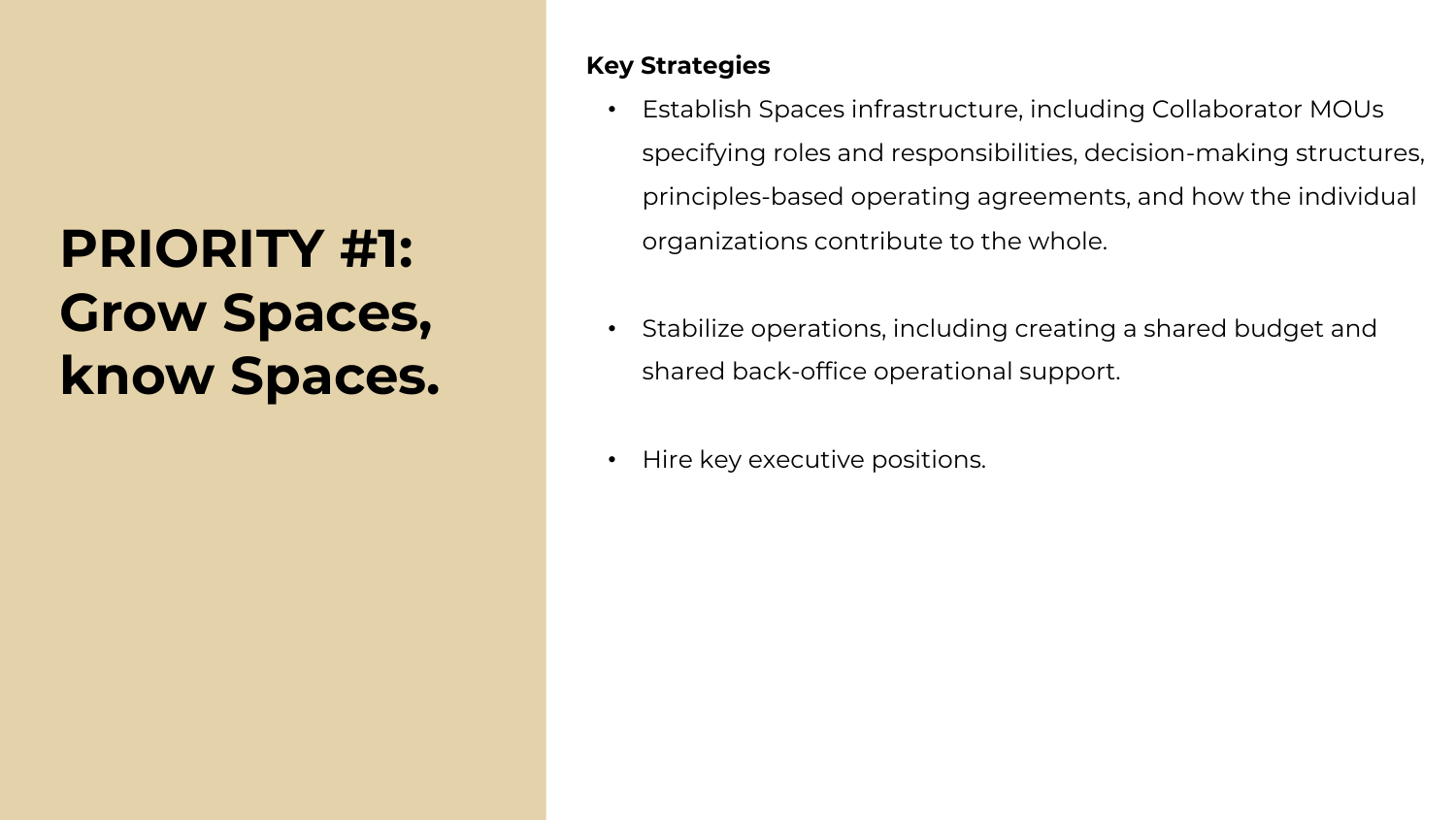# PRIORITY #1: Grow Spaces, know Spaces.

**Key Strategies**

- Establish Spaces infrastructure, including Collaborator MOUs specifying roles and responsibilities, decision-making structures, principles-based operating agreements, and how the individual organizations contribute to the whole.
- Stabilize operations, including creating a shared budget and shared back-office operational support.
- Hire key executive positions.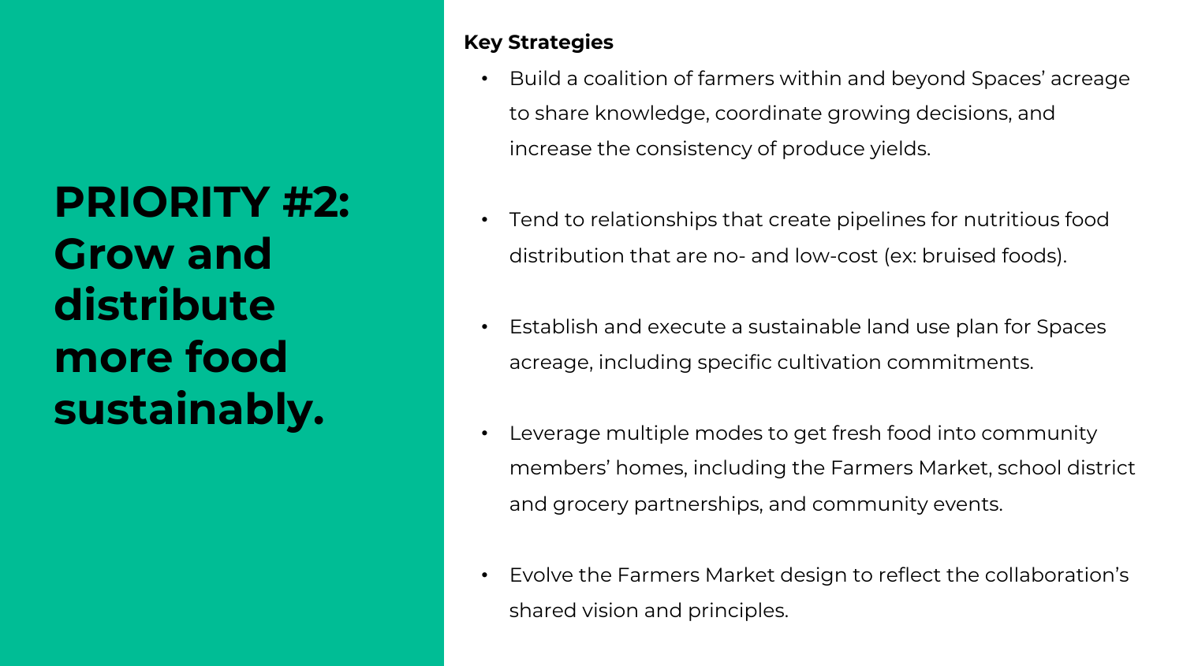# PRIORITY #2: Grow and distribute more food sustainably.

**Key Strategies**

- Build a coalition of farmers within and beyond Spaces' acreage to share knowledge, coordinate growing decisions, and increase the consistency of produce yields.
- Tend to relationships that create pipelines for nutritious food distribution that are no- and low-cost (ex: bruised foods).
- Establish and execute a sustainable land use plan for Spaces acreage, including specific cultivation commitments.
- Leverage multiple modes to get fresh food into community members' homes, including the Farmers Market, school district and grocery partnerships, and community events.
- Evolve the Farmers Market design to reflect the collaboration's shared vision and principles.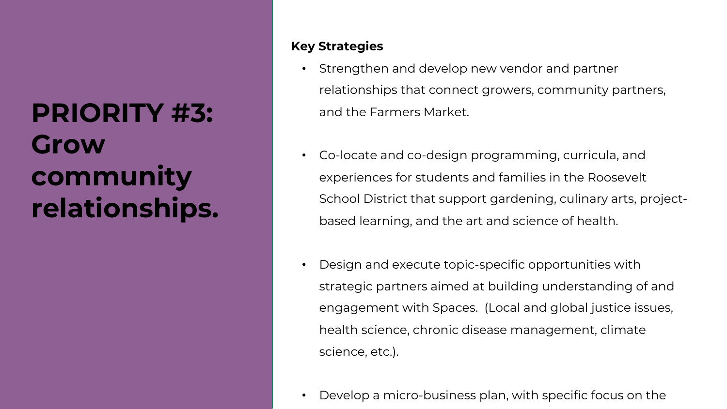# PRIORITY #3: Grow community relationships.

**Key Strategies**

- Strengthen and develop new vendor and partner relationships that connect growers, community partners, and the Farmers Market.

- Co-locate and co-design programming, curricula, and experiences for students and families in the Roosevelt School District that support gardening, culinary arts, project-based learning, and the art and science of health.

- Design and execute topic-specific opportunities with strategic partners aimed at building understanding of and engagement with Spaces. (Local and global justice issues, health science, chronic disease management, climate science, etc.).

- Develop a micro-business plan, with specific focus on the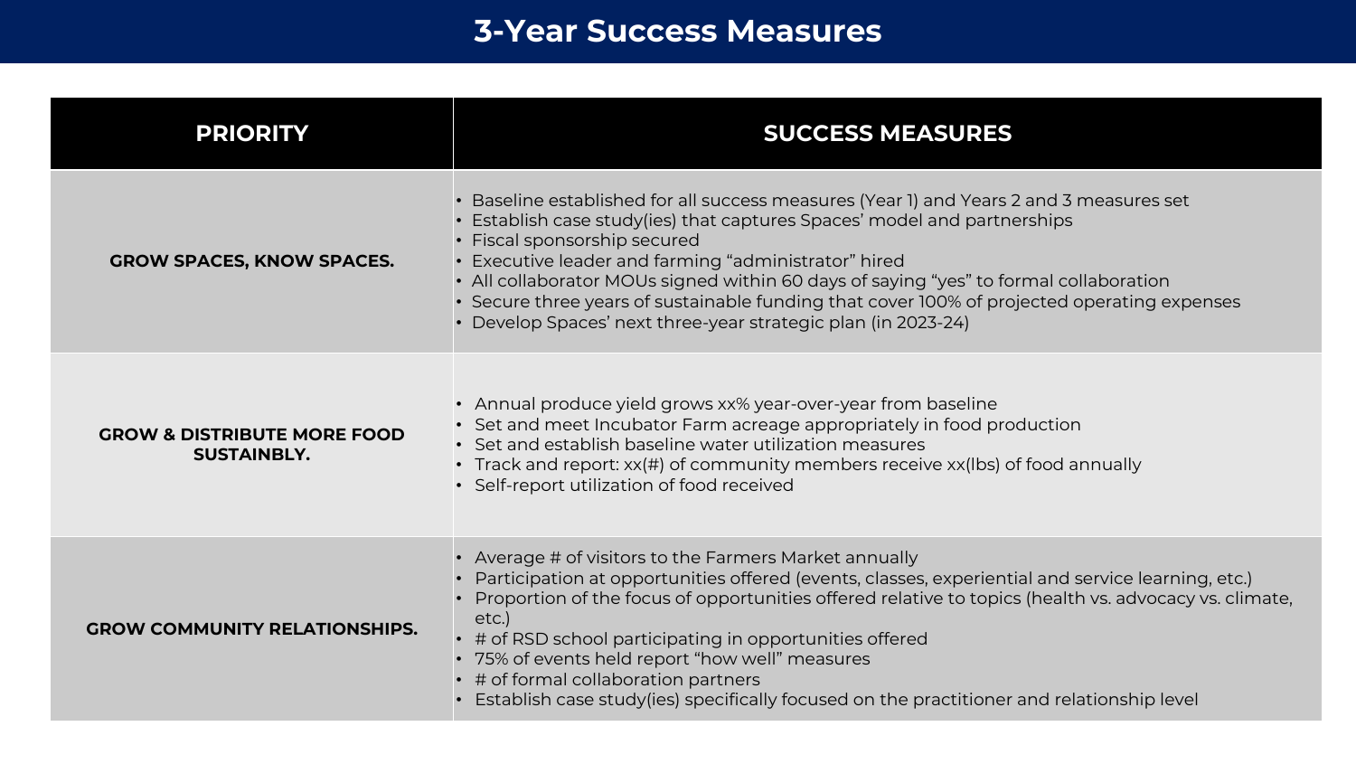# 3-Year Success Measures

| PRIORITY | SUCCESS MEASURES |
| --- | --- |
| **GROW SPACES, KNOW SPACES.** | • Baseline established for all success measures (Year 1) and Years 2 and 3 measures set<br>• Establish case study(ies) that captures Spaces' model and partnerships<br>• Fiscal sponsorship secured<br>• Executive leader and farming "administrator" hired<br>• All collaborator MOUs signed within 60 days of saying "yes" to formal collaboration<br>• Secure three years of sustainable funding that cover 100% of projected operating expenses<br>• Develop Spaces' next three-year strategic plan (in 2023-24) |
| **GROW & DISTRIBUTE MORE FOOD SUSTAINBLY.** | • Annual produce yield grows xx% year-over-year from baseline<br>• Set and meet Incubator Farm acreage appropriately in food production<br>• Set and establish baseline water utilization measures<br>• Track and report: xx(#) of community members receive xx(lbs) of food annually<br>• Self-report utilization of food received |
| **GROW COMMUNITY RELATIONSHIPS.** | • Average # of visitors to the Farmers Market annually<br>• Participation at opportunities offered (events, classes, experiential and service learning, etc.)<br>• Proportion of the focus of opportunities offered relative to topics (health vs. advocacy vs. climate, etc.)<br>• # of RSD school participating in opportunities offered<br>• 75% of events held report "how well" measures<br>• # of formal collaboration partners<br>• Establish case study(ies) specifically focused on the practitioner and relationship level |